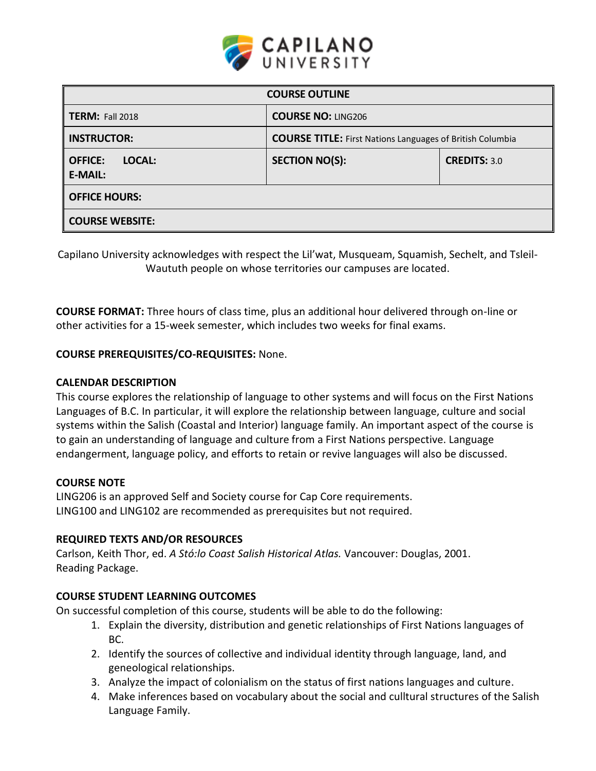| COURSE OUTLINE | | |
|---|---|---|
| **TERM:** Fall 2018 | **COURSE NO:** LING206 | |
| **INSTRUCTOR:** | **COURSE TITLE:** First Nations Languages of British Columbia | |
| **OFFICE:** **LOCAL:** **E-MAIL:** | **SECTION NO(S):** | **CREDITS:** 3.0 |
| **OFFICE HOURS:** | | |
| **COURSE WEBSITE:** | | |

Capilano University acknowledges with respect the Lil'wat, Musqueam, Squamish, Sechelt, and Tsleil-Waututh people on whose territories our campuses are located.

**COURSE FORMAT:** Three hours of class time, plus an additional hour delivered through on-line or other activities for a 15-week semester, which includes two weeks for final exams.

**COURSE PREREQUISITES/CO-REQUISITES:** None.

**CALENDAR DESCRIPTION**

This course explores the relationship of language to other systems and will focus on the First Nations Languages of B.C. In particular, it will explore the relationship between language, culture and social systems within the Salish (Coastal and Interior) language family. An important aspect of the course is to gain an understanding of language and culture from a First Nations perspective. Language endangerment, language policy, and efforts to retain or revive languages will also be discussed.

**COURSE NOTE**

LING206 is an approved Self and Society course for Cap Core requirements.
LING100 and LING102 are recommended as prerequisites but not required.

**REQUIRED TEXTS AND/OR RESOURCES**

Carlson, Keith Thor, ed. *A Stó:lo Coast Salish Historical Atlas.* Vancouver: Douglas, 2001.
Reading Package.

**COURSE STUDENT LEARNING OUTCOMES**

On successful completion of this course, students will be able to do the following:

1. Explain the diversity, distribution and genetic relationships of First Nations languages of BC.
2. Identify the sources of collective and individual identity through language, land, and geneological relationships.
3. Analyze the impact of colonialism on the status of first nations languages and culture.
4. Make inferences based on vocabulary about the social and culltural structures of the Salish Language Family.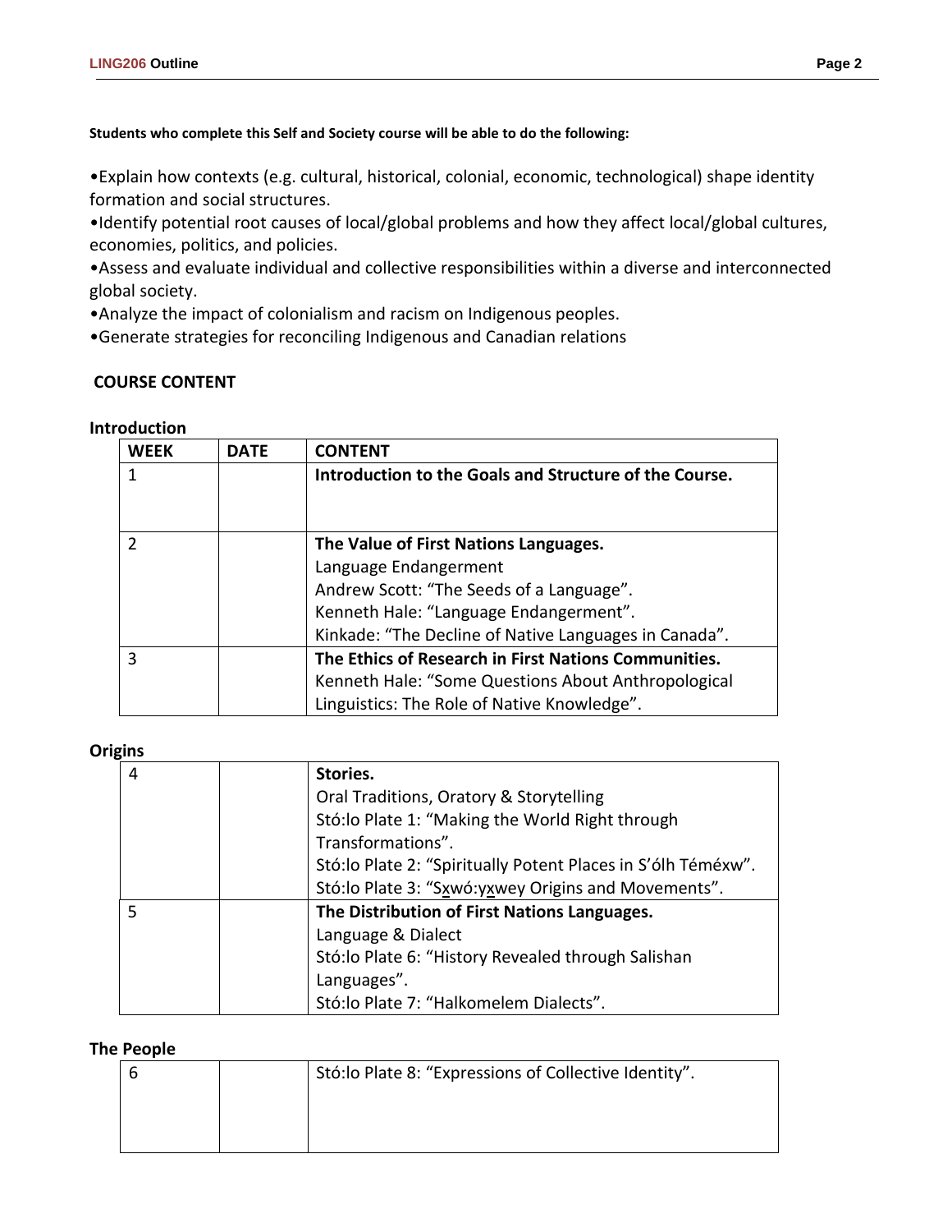**Students who complete this Self and Society course will be able to do the following:**

•Explain how contexts (e.g. cultural, historical, colonial, economic, technological) shape identity formation and social structures.
•Identify potential root causes of local/global problems and how they affect local/global cultures, economies, politics, and policies.
•Assess and evaluate individual and collective responsibilities within a diverse and interconnected global society.
•Analyze the impact of colonialism and racism on Indigenous peoples.
•Generate strategies for reconciling Indigenous and Canadian relations

## COURSE CONTENT

### Introduction

| WEEK | DATE | CONTENT |
|---|---|---|
| 1 | | **Introduction to the Goals and Structure of the Course.** |
| 2 | | **The Value of First Nations Languages.**<br>Language Endangerment<br>Andrew Scott: "The Seeds of a Language".<br>Kenneth Hale: "Language Endangerment".<br>Kinkade: "The Decline of Native Languages in Canada". |
| 3 | | **The Ethics of Research in First Nations Communities.**<br>Kenneth Hale: "Some Questions About Anthropological Linguistics: The Role of Native Knowledge". |

### Origins

| WEEK | DATE | CONTENT |
|---|---|---|
| 4 | | **Stories.**<br>Oral Traditions, Oratory & Storytelling<br>Stó:lo Plate 1: "Making the World Right through Transformations".<br>Stó:lo Plate 2: "Spiritually Potent Places in S'ólh Téméxw".<br>Stó:lo Plate 3: "Sx̱wó:yx̱wey Origins and Movements". |
| 5 | | **The Distribution of First Nations Languages.**<br>Language & Dialect<br>Stó:lo Plate 6: "History Revealed through Salishan Languages".<br>Stó:lo Plate 7: "Halkomelem Dialects". |

### The People

| WEEK | DATE | CONTENT |
|---|---|---|
| 6 | | Stó:lo Plate 8: "Expressions of Collective Identity". |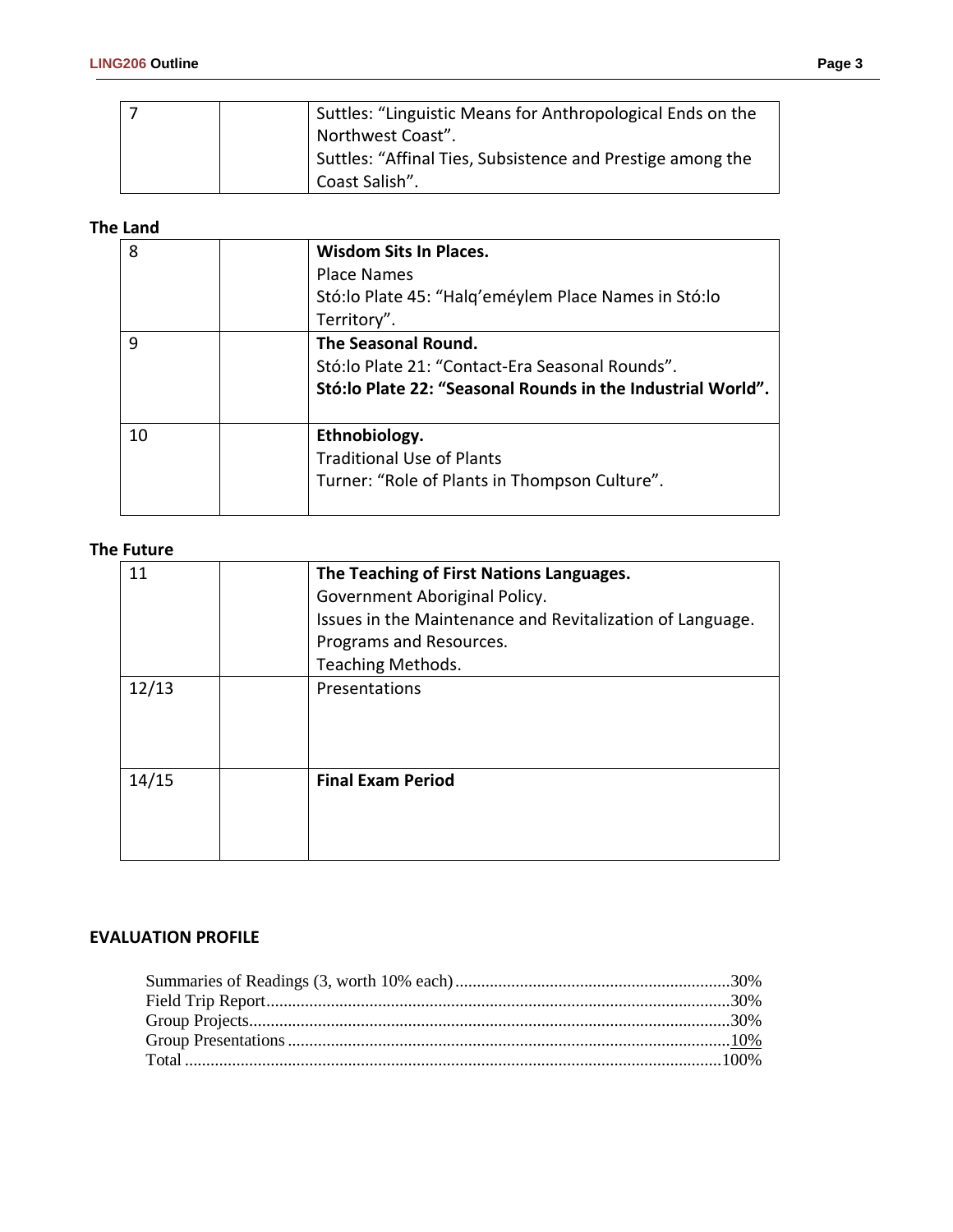| | | |
|---|---|---|
| 7 | | Suttles: "Linguistic Means for Anthropological Ends on the Northwest Coast".<br>Suttles: "Affinal Ties, Subsistence and Prestige among the Coast Salish". |

**The Land**

| | | |
|---|---|---|
| 8 | | **Wisdom Sits In Places.**<br>Place Names<br>Stó:lo Plate 45: "Halq'eméylem Place Names in Stó:lo Territory". |
| 9 | | **The Seasonal Round.**<br>Stó:lo Plate 21: "Contact-Era Seasonal Rounds".<br>**Stó:lo Plate 22: "Seasonal Rounds in the Industrial World".** |
| 10 | | **Ethnobiology.**<br>Traditional Use of Plants<br>Turner: "Role of Plants in Thompson Culture". |

**The Future**

| | | |
|---|---|---|
| 11 | | **The Teaching of First Nations Languages.**<br>Government Aboriginal Policy.<br>Issues in the Maintenance and Revitalization of Language.<br>Programs and Resources.<br>Teaching Methods. |
| 12/13 | | Presentations |
| 14/15 | | **Final Exam Period** |

**EVALUATION PROFILE**

| | |
|---|---|
| Summaries of Readings (3, worth 10% each) | 30% |
| Field Trip Report | 30% |
| Group Projects | 30% |
| Group Presentations | 10% |
| Total | 100% |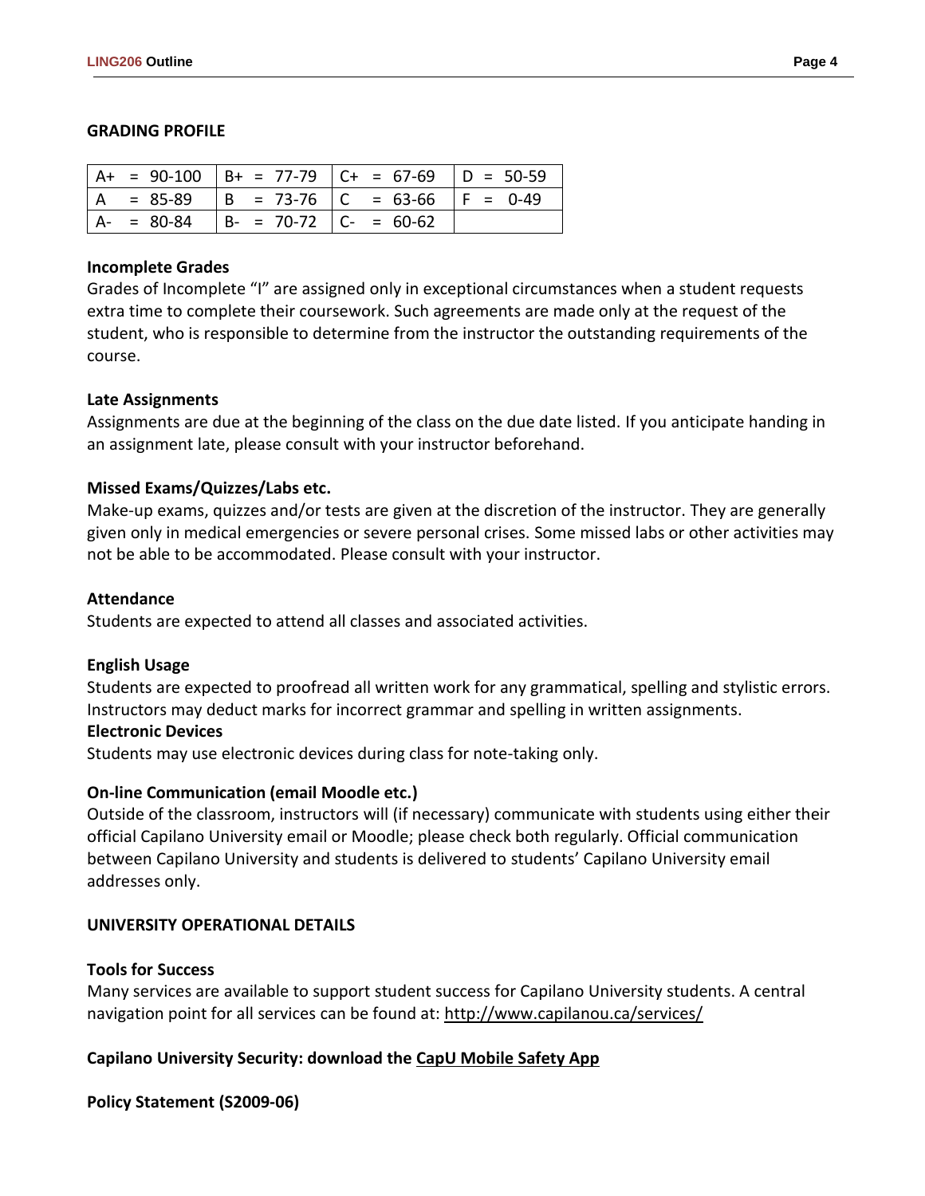## GRADING PROFILE

| A+ = 90-100 | B+ = 77-79 | C+ = 67-69 | D = 50-59 |
|---|---|---|---|
| A = 85-89 | B = 73-76 | C = 63-66 | F = 0-49 |
| A- = 80-84 | B- = 70-72 | C- = 60-62 | |

### Incomplete Grades

Grades of Incomplete "I" are assigned only in exceptional circumstances when a student requests extra time to complete their coursework. Such agreements are made only at the request of the student, who is responsible to determine from the instructor the outstanding requirements of the course.

### Late Assignments

Assignments are due at the beginning of the class on the due date listed. If you anticipate handing in an assignment late, please consult with your instructor beforehand.

### Missed Exams/Quizzes/Labs etc.

Make-up exams, quizzes and/or tests are given at the discretion of the instructor. They are generally given only in medical emergencies or severe personal crises. Some missed labs or other activities may not be able to be accommodated. Please consult with your instructor.

### Attendance

Students are expected to attend all classes and associated activities.

### English Usage

Students are expected to proofread all written work for any grammatical, spelling and stylistic errors. Instructors may deduct marks for incorrect grammar and spelling in written assignments.

### Electronic Devices

Students may use electronic devices during class for note-taking only.

### On-line Communication (email Moodle etc.)

Outside of the classroom, instructors will (if necessary) communicate with students using either their official Capilano University email or Moodle; please check both regularly. Official communication between Capilano University and students is delivered to students' Capilano University email addresses only.

## UNIVERSITY OPERATIONAL DETAILS

### Tools for Success

Many services are available to support student success for Capilano University students. A central navigation point for all services can be found at: http://www.capilanou.ca/services/

### Capilano University Security: download the CapU Mobile Safety App

### Policy Statement (S2009-06)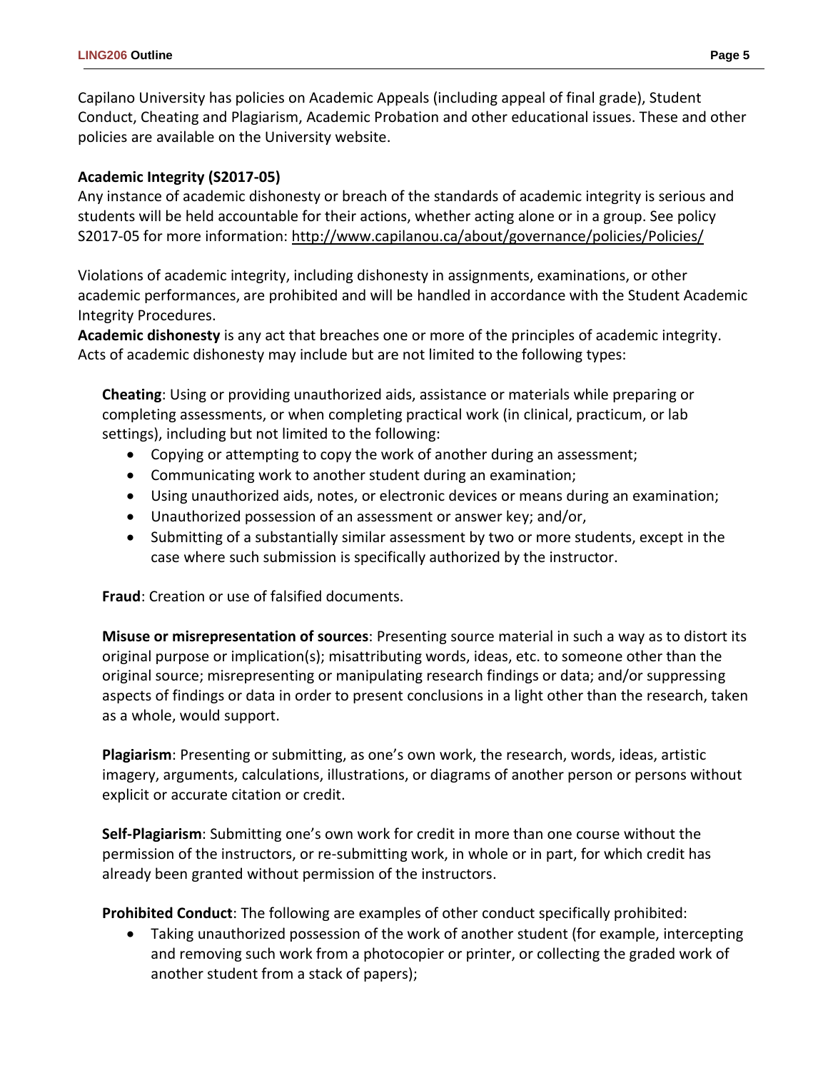Capilano University has policies on Academic Appeals (including appeal of final grade), Student Conduct, Cheating and Plagiarism, Academic Probation and other educational issues. These and other policies are available on the University website.

**Academic Integrity (S2017-05)**

Any instance of academic dishonesty or breach of the standards of academic integrity is serious and students will be held accountable for their actions, whether acting alone or in a group. See policy S2017-05 for more information: http://www.capilanou.ca/about/governance/policies/Policies/

Violations of academic integrity, including dishonesty in assignments, examinations, or other academic performances, are prohibited and will be handled in accordance with the Student Academic Integrity Procedures.

**Academic dishonesty** is any act that breaches one or more of the principles of academic integrity. Acts of academic dishonesty may include but are not limited to the following types:

**Cheating**: Using or providing unauthorized aids, assistance or materials while preparing or completing assessments, or when completing practical work (in clinical, practicum, or lab settings), including but not limited to the following:

- Copying or attempting to copy the work of another during an assessment;
- Communicating work to another student during an examination;
- Using unauthorized aids, notes, or electronic devices or means during an examination;
- Unauthorized possession of an assessment or answer key; and/or,
- Submitting of a substantially similar assessment by two or more students, except in the case where such submission is specifically authorized by the instructor.

**Fraud**: Creation or use of falsified documents.

**Misuse or misrepresentation of sources**: Presenting source material in such a way as to distort its original purpose or implication(s); misattributing words, ideas, etc. to someone other than the original source; misrepresenting or manipulating research findings or data; and/or suppressing aspects of findings or data in order to present conclusions in a light other than the research, taken as a whole, would support.

**Plagiarism**: Presenting or submitting, as one's own work, the research, words, ideas, artistic imagery, arguments, calculations, illustrations, or diagrams of another person or persons without explicit or accurate citation or credit.

**Self-Plagiarism**: Submitting one's own work for credit in more than one course without the permission of the instructors, or re-submitting work, in whole or in part, for which credit has already been granted without permission of the instructors.

**Prohibited Conduct**: The following are examples of other conduct specifically prohibited:

- Taking unauthorized possession of the work of another student (for example, intercepting and removing such work from a photocopier or printer, or collecting the graded work of another student from a stack of papers);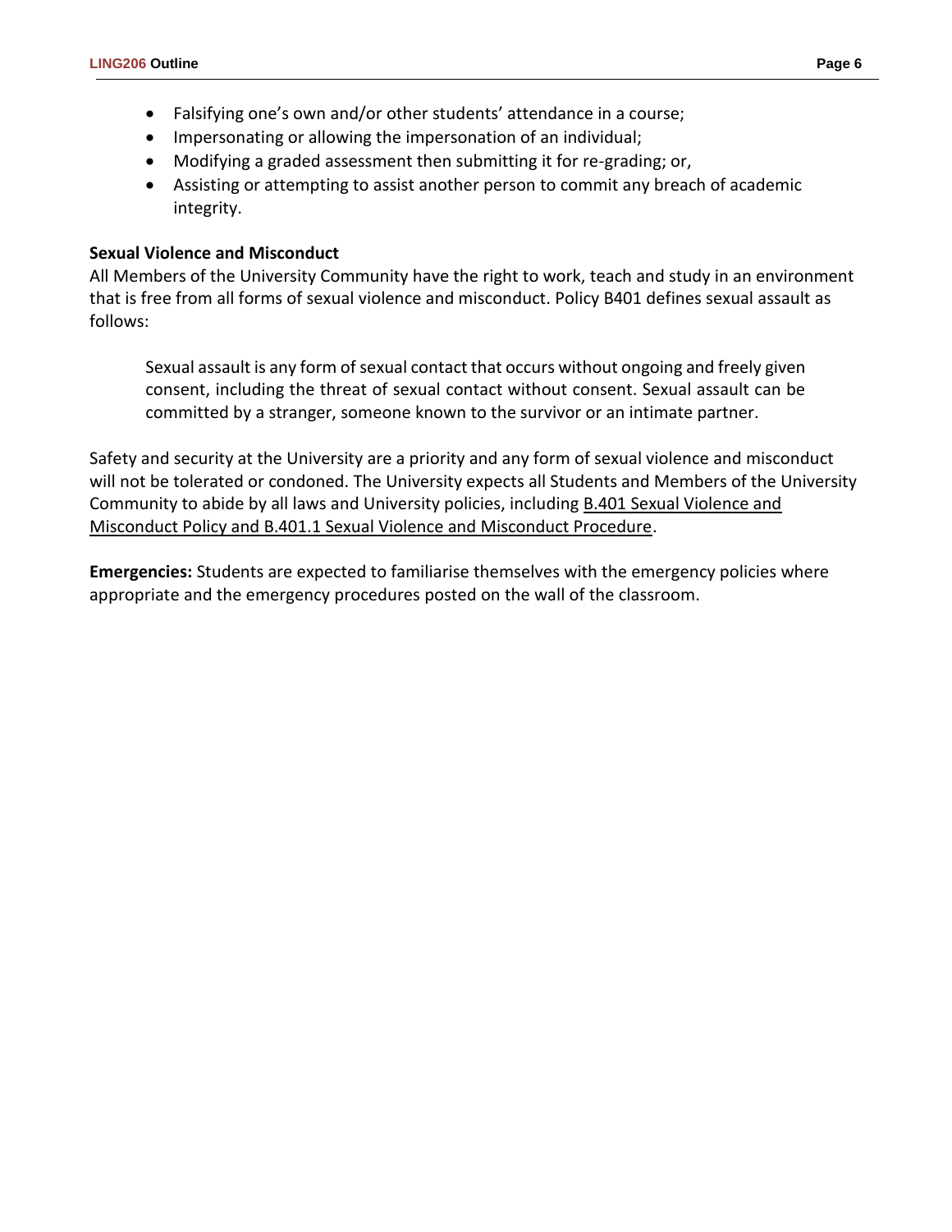- Falsifying one's own and/or other students' attendance in a course;
- Impersonating or allowing the impersonation of an individual;
- Modifying a graded assessment then submitting it for re-grading; or,
- Assisting or attempting to assist another person to commit any breach of academic integrity.

**Sexual Violence and Misconduct**

All Members of the University Community have the right to work, teach and study in an environment that is free from all forms of sexual violence and misconduct. Policy B401 defines sexual assault as follows:

> Sexual assault is any form of sexual contact that occurs without ongoing and freely given consent, including the threat of sexual contact without consent. Sexual assault can be committed by a stranger, someone known to the survivor or an intimate partner.

Safety and security at the University are a priority and any form of sexual violence and misconduct will not be tolerated or condoned. The University expects all Students and Members of the University Community to abide by all laws and University policies, including B.401 Sexual Violence and Misconduct Policy and B.401.1 Sexual Violence and Misconduct Procedure.

**Emergencies:** Students are expected to familiarise themselves with the emergency policies where appropriate and the emergency procedures posted on the wall of the classroom.